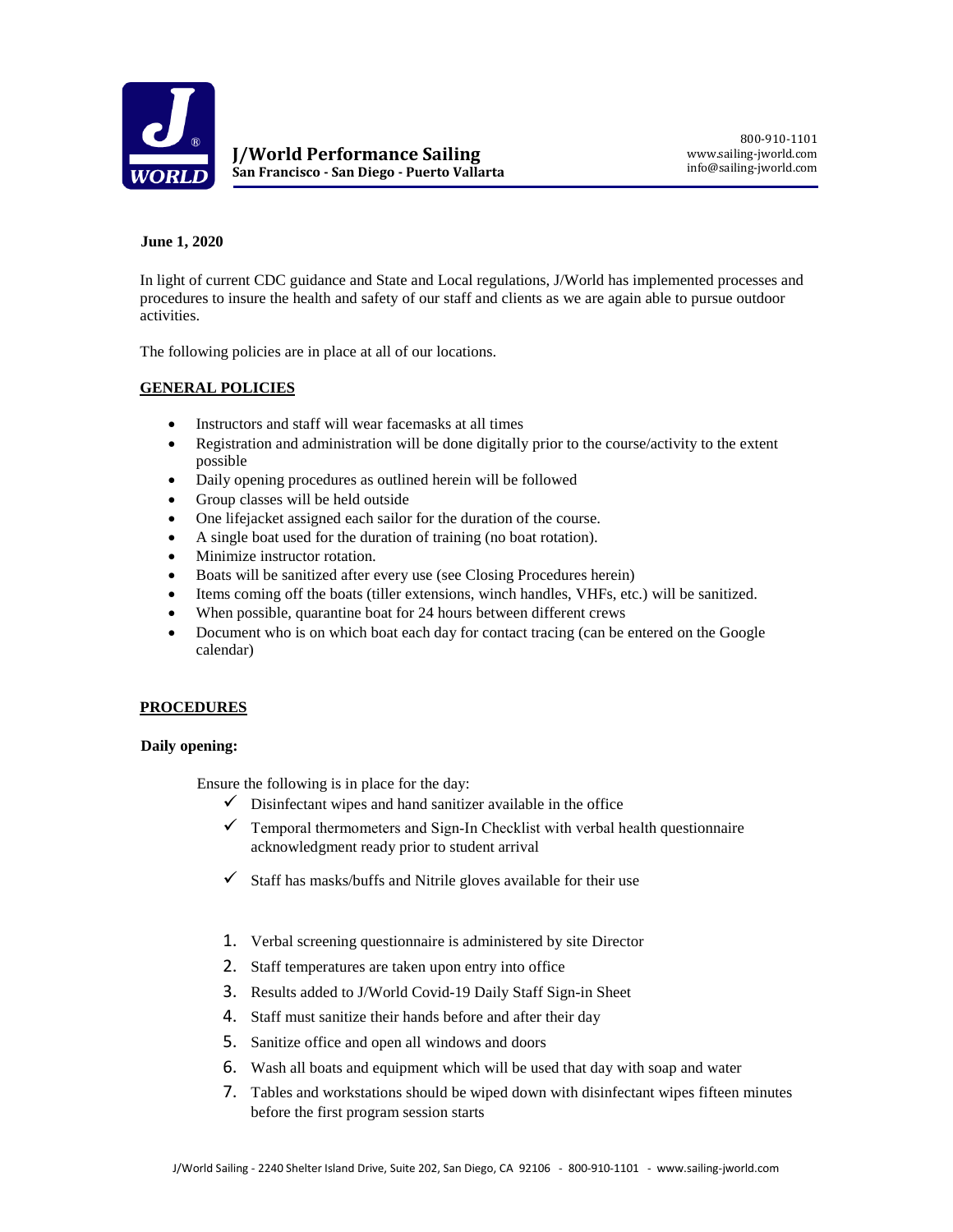# J/World Performance Sailing

**San Francisco - San Diego - Puerto Vallarta**

800-910-1101
www.sailing-jworld.com
info@sailing-jworld.com

**June 1, 2020**

In light of current CDC guidance and State and Local regulations, J/World has implemented processes and procedures to insure the health and safety of our staff and clients as we are again able to pursue outdoor activities.

The following policies are in place at all of our locations.

## GENERAL POLICIES

- Instructors and staff will wear facemasks at all times
- Registration and administration will be done digitally prior to the course/activity to the extent possible
- Daily opening procedures as outlined herein will be followed
- Group classes will be held outside
- One lifejacket assigned each sailor for the duration of the course.
- A single boat used for the duration of training (no boat rotation).
- Minimize instructor rotation.
- Boats will be sanitized after every use (see Closing Procedures herein)
- Items coming off the boats (tiller extensions, winch handles, VHFs, etc.) will be sanitized.
- When possible, quarantine boat for 24 hours between different crews
- Document who is on which boat each day for contact tracing (can be entered on the Google calendar)

## PROCEDURES

### Daily opening:

Ensure the following is in place for the day:

- ✓ Disinfectant wipes and hand sanitizer available in the office
- ✓ Temporal thermometers and Sign-In Checklist with verbal health questionnaire acknowledgment ready prior to student arrival
- ✓ Staff has masks/buffs and Nitrile gloves available for their use

1. Verbal screening questionnaire is administered by site Director
2. Staff temperatures are taken upon entry into office
3. Results added to J/World Covid-19 Daily Staff Sign-in Sheet
4. Staff must sanitize their hands before and after their day
5. Sanitize office and open all windows and doors
6. Wash all boats and equipment which will be used that day with soap and water
7. Tables and workstations should be wiped down with disinfectant wipes fifteen minutes before the first program session starts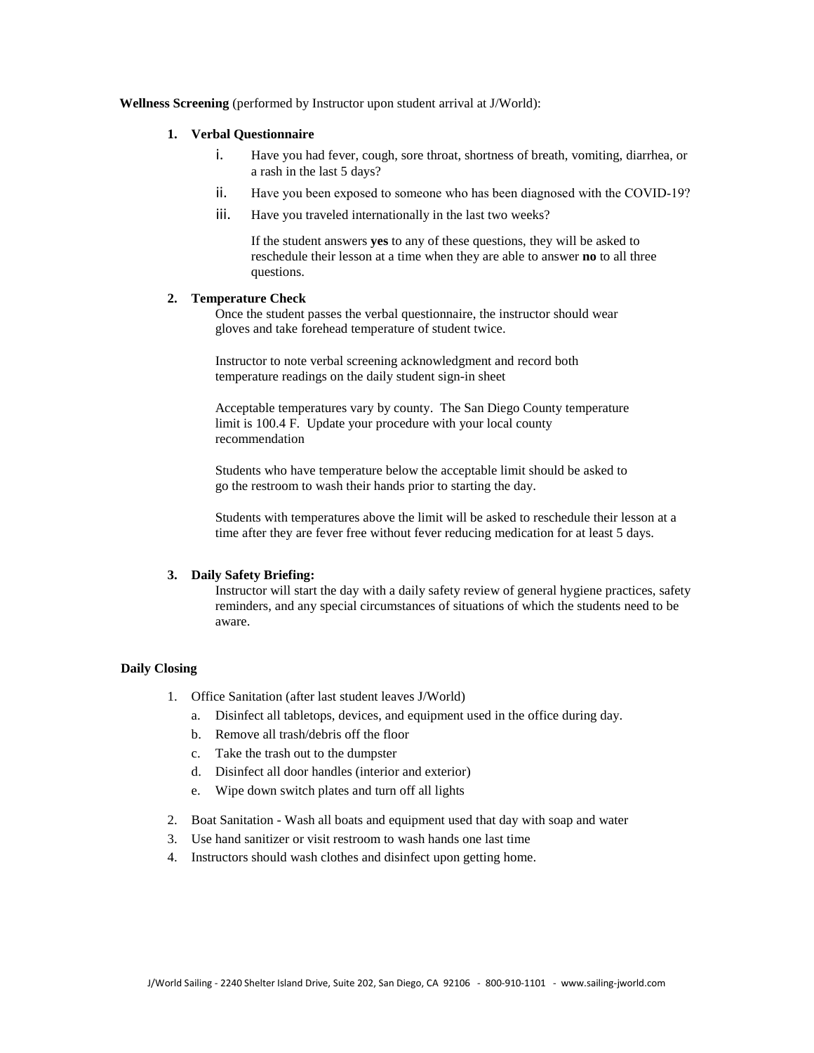**Wellness Screening** (performed by Instructor upon student arrival at J/World):

1. **Verbal Questionnaire**
   1. Have you had fever, cough, sore throat, shortness of breath, vomiting, diarrhea, or a rash in the last 5 days?
   2. Have you been exposed to someone who has been diagnosed with the COVID-19?
   3. Have you traveled internationally in the last two weeks?

      If the student answers **yes** to any of these questions, they will be asked to reschedule their lesson at a time when they are able to answer **no** to all three questions.

2. **Temperature Check**

   Once the student passes the verbal questionnaire, the instructor should wear gloves and take forehead temperature of student twice.

   Instructor to note verbal screening acknowledgment and record both temperature readings on the daily student sign-in sheet

   Acceptable temperatures vary by county. The San Diego County temperature limit is 100.4 F. Update your procedure with your local county recommendation

   Students who have temperature below the acceptable limit should be asked to go the restroom to wash their hands prior to starting the day.

   Students with temperatures above the limit will be asked to reschedule their lesson at a time after they are fever free without fever reducing medication for at least 5 days.

3. **Daily Safety Briefing:**

   Instructor will start the day with a daily safety review of general hygiene practices, safety reminders, and any special circumstances of situations of which the students need to be aware.

**Daily Closing**

1. Office Sanitation (after last student leaves J/World)
   a. Disinfect all tabletops, devices, and equipment used in the office during day.
   b. Remove all trash/debris off the floor
   c. Take the trash out to the dumpster
   d. Disinfect all door handles (interior and exterior)
   e. Wipe down switch plates and turn off all lights
2. Boat Sanitation - Wash all boats and equipment used that day with soap and water
3. Use hand sanitizer or visit restroom to wash hands one last time
4. Instructors should wash clothes and disinfect upon getting home.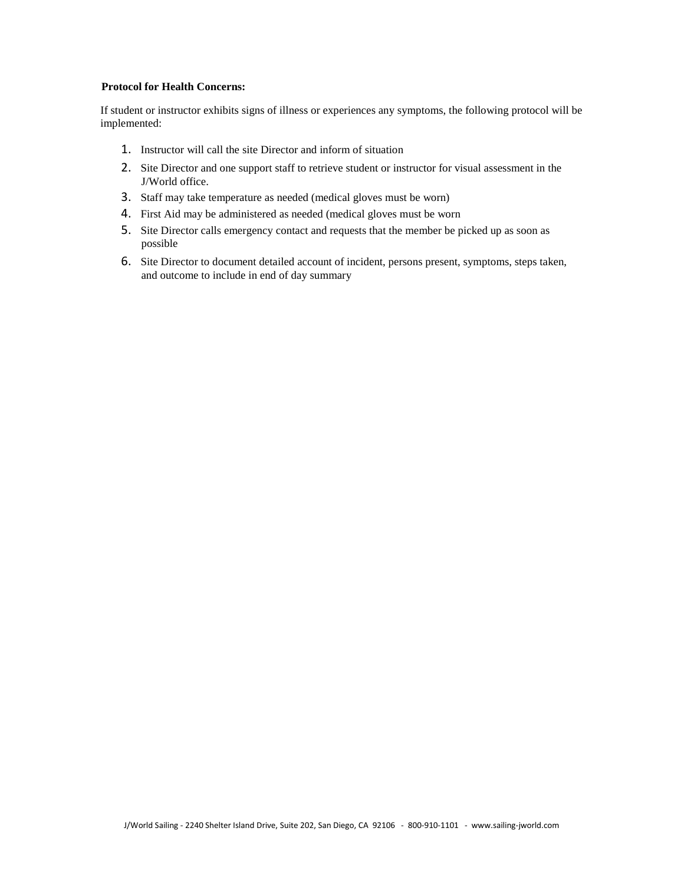**Protocol for Health Concerns:**

If student or instructor exhibits signs of illness or experiences any symptoms, the following protocol will be implemented:

1. Instructor will call the site Director and inform of situation
2. Site Director and one support staff to retrieve student or instructor for visual assessment in the J/World office.
3. Staff may take temperature as needed (medical gloves must be worn)
4. First Aid may be administered as needed (medical gloves must be worn
5. Site Director calls emergency contact and requests that the member be picked up as soon as possible
6. Site Director to document detailed account of incident, persons present, symptoms, steps taken, and outcome to include in end of day summary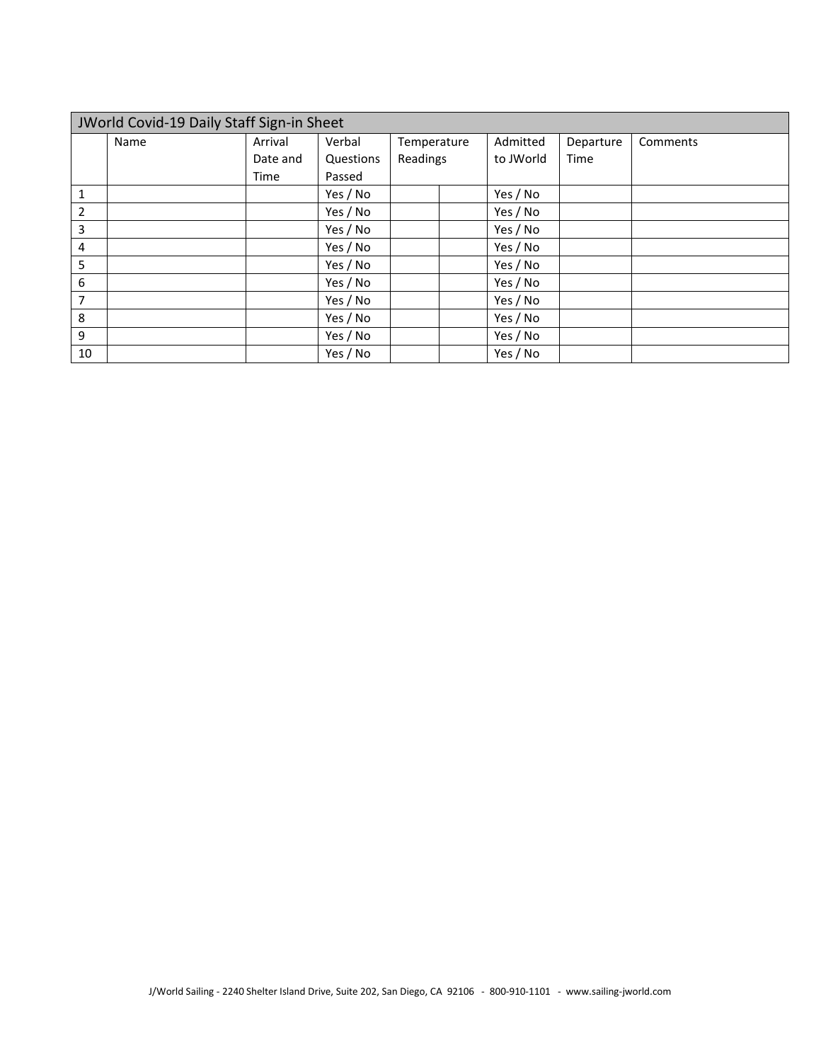| JWorld Covid-19 Daily Staff Sign-in Sheet | | | | | | | | |
|---|---|---|---|---|---|---|---|---|
| | Name | Arrival Date and Time | Verbal Questions Passed | Temperature Readings | | Admitted to JWorld | Departure Time | Comments |
| 1 | | | Yes / No | | | Yes / No | | |
| 2 | | | Yes / No | | | Yes / No | | |
| 3 | | | Yes / No | | | Yes / No | | |
| 4 | | | Yes / No | | | Yes / No | | |
| 5 | | | Yes / No | | | Yes / No | | |
| 6 | | | Yes / No | | | Yes / No | | |
| 7 | | | Yes / No | | | Yes / No | | |
| 8 | | | Yes / No | | | Yes / No | | |
| 9 | | | Yes / No | | | Yes / No | | |
| 10 | | | Yes / No | | | Yes / No | | |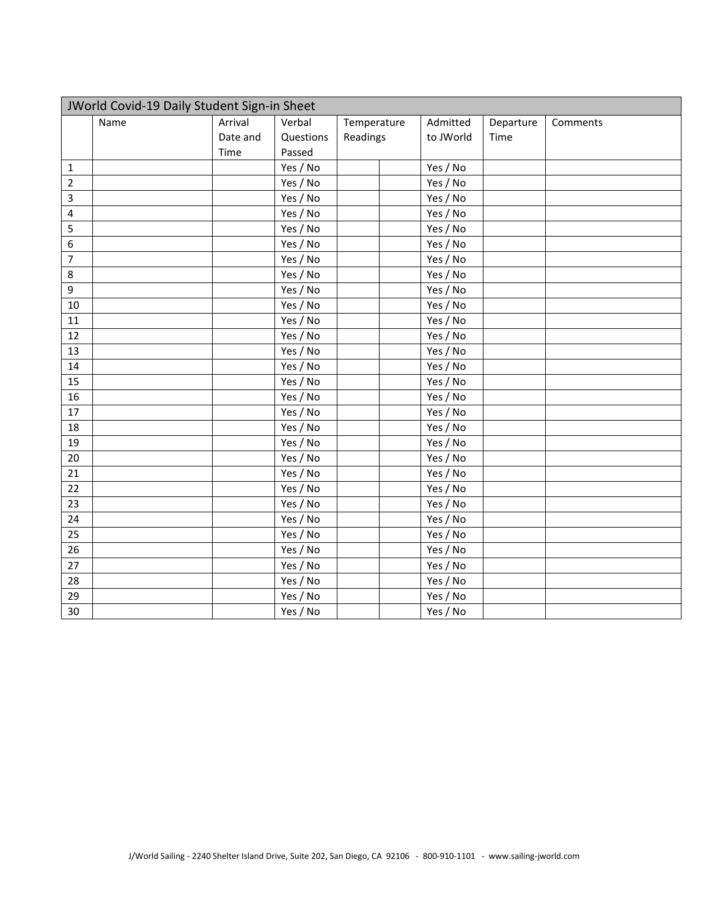| JWorld Covid-19 Daily Student Sign-in Sheet | | | | | | | | |
|---|---|---|---|---|---|---|---|---|
| | Name | Arrival Date and Time | Verbal Questions Passed | Temperature Readings | | Admitted to JWorld | Departure Time | Comments |
| 1 | | | Yes / No | | | Yes / No | | |
| 2 | | | Yes / No | | | Yes / No | | |
| 3 | | | Yes / No | | | Yes / No | | |
| 4 | | | Yes / No | | | Yes / No | | |
| 5 | | | Yes / No | | | Yes / No | | |
| 6 | | | Yes / No | | | Yes / No | | |
| 7 | | | Yes / No | | | Yes / No | | |
| 8 | | | Yes / No | | | Yes / No | | |
| 9 | | | Yes / No | | | Yes / No | | |
| 10 | | | Yes / No | | | Yes / No | | |
| 11 | | | Yes / No | | | Yes / No | | |
| 12 | | | Yes / No | | | Yes / No | | |
| 13 | | | Yes / No | | | Yes / No | | |
| 14 | | | Yes / No | | | Yes / No | | |
| 15 | | | Yes / No | | | Yes / No | | |
| 16 | | | Yes / No | | | Yes / No | | |
| 17 | | | Yes / No | | | Yes / No | | |
| 18 | | | Yes / No | | | Yes / No | | |
| 19 | | | Yes / No | | | Yes / No | | |
| 20 | | | Yes / No | | | Yes / No | | |
| 21 | | | Yes / No | | | Yes / No | | |
| 22 | | | Yes / No | | | Yes / No | | |
| 23 | | | Yes / No | | | Yes / No | | |
| 24 | | | Yes / No | | | Yes / No | | |
| 25 | | | Yes / No | | | Yes / No | | |
| 26 | | | Yes / No | | | Yes / No | | |
| 27 | | | Yes / No | | | Yes / No | | |
| 28 | | | Yes / No | | | Yes / No | | |
| 29 | | | Yes / No | | | Yes / No | | |
| 30 | | | Yes / No | | | Yes / No | | |